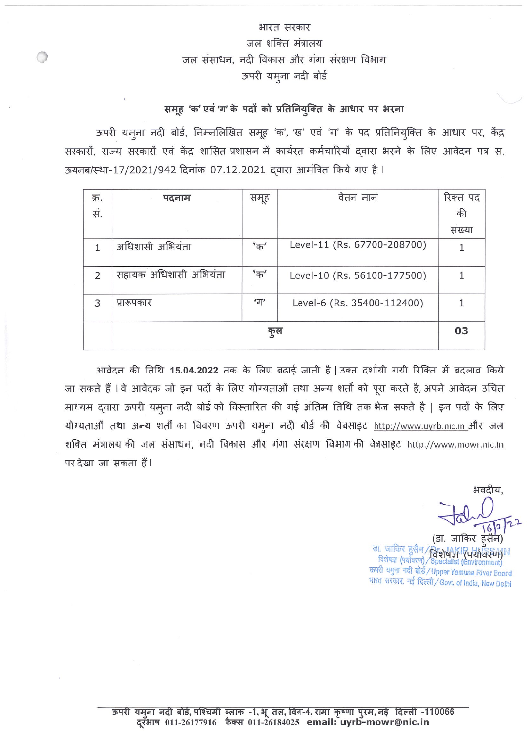भारत सरकार

जल शक्ति मंत्रालय

जल संसाधन, नदी विकास और गंगा संरक्षण विभाग

ऊपरी यमुना नदी बोर्ड

## समूह 'क' एवं 'ग' के पदों को प्रतिनियुक्ति के आधार पर भरना

ऊपरी यमुना नदी बोर्ड, निम्नलिखित समूह 'क', 'ख' एवं 'ग' के पद प्रतिनियुक्ति के आधार पर, केंद्र सरकारों, राज्य सरकारों एवं केंद्र शासित प्रशासन में कार्यरत कर्मचारियों द्वारा भरने के लिए आवेदन पत्र स. ऊयनब/स्था-17/2021/942 दिनांक 07.12.2021 द्वारा आमंत्रित किये गए है ।

| क्र. सं. | पदनाम | समूह | वेतन मान | रिक्त पद की संख्या |
|---|---|---|---|---|
| 1 | अधिशासी अभियंता | 'क' | Level-11 (Rs. 67700-208700) | 1 |
| 2 | सहायक अधिशासी अभियंता | 'क' | Level-10 (Rs. 56100-177500) | 1 |
| 3 | प्रारूपकार | 'ग' | Level-6 (Rs. 35400-112400) | 1 |
| | कुल | | | **03** |

आवेदन की तिथि **15.04.2022** तक के लिए बढाई जाती है | उक्त दर्शायी गयी रिक्ति में बदलाव किये जा सकते हैं । वे आवेदक जो इन पदों के लिए योग्यताओं तथा अन्य शर्तो को पूरा करते है, अपने आवेदन उचित माध्यम द्वारा ऊपरी यमुना नदी बोर्ड को विस्तारित की गई अंतिम तिथि तक भेज सकते है | इन पदों के लिए योग्यताओं तथा अन्य शर्तों का विवरण ऊपरी यमुना नदी बोर्ड की वेबसाइट http://www.uyrb.nic.in और जल शक्ति मंत्रालय की जल संसाधन, नदी विकास और गंगा संरक्षण विभाग की वेबसाइट http://www.mowr.nic.in पर देखा जा सकता हैं।

भवदीय,

16/2/22

(डा. जाकिर हुसैन)

विशेषज्ञ (पर्यावरण)

डा. जाकिर हुसैन / Dr. JAKIR HUSSAIN
विशेषज्ञ (पर्यावरण) / Specialist (Environment)
ऊपरी यमुना नदी बोर्ड / Upper Yamuna River Board
भारत सरकार, नई दिल्ली / Govt. of India, New Delhi

ऊपरी यमुना नदी बोर्ड, पश्चिमी ब्लाक -1, भू तल, विंग-4, रामा कृष्णा पुरम, नई दिल्ली -110066
दूरभाष 011-26177916 फैक्स 011-26184025 email: uyrb-mowr@nic.in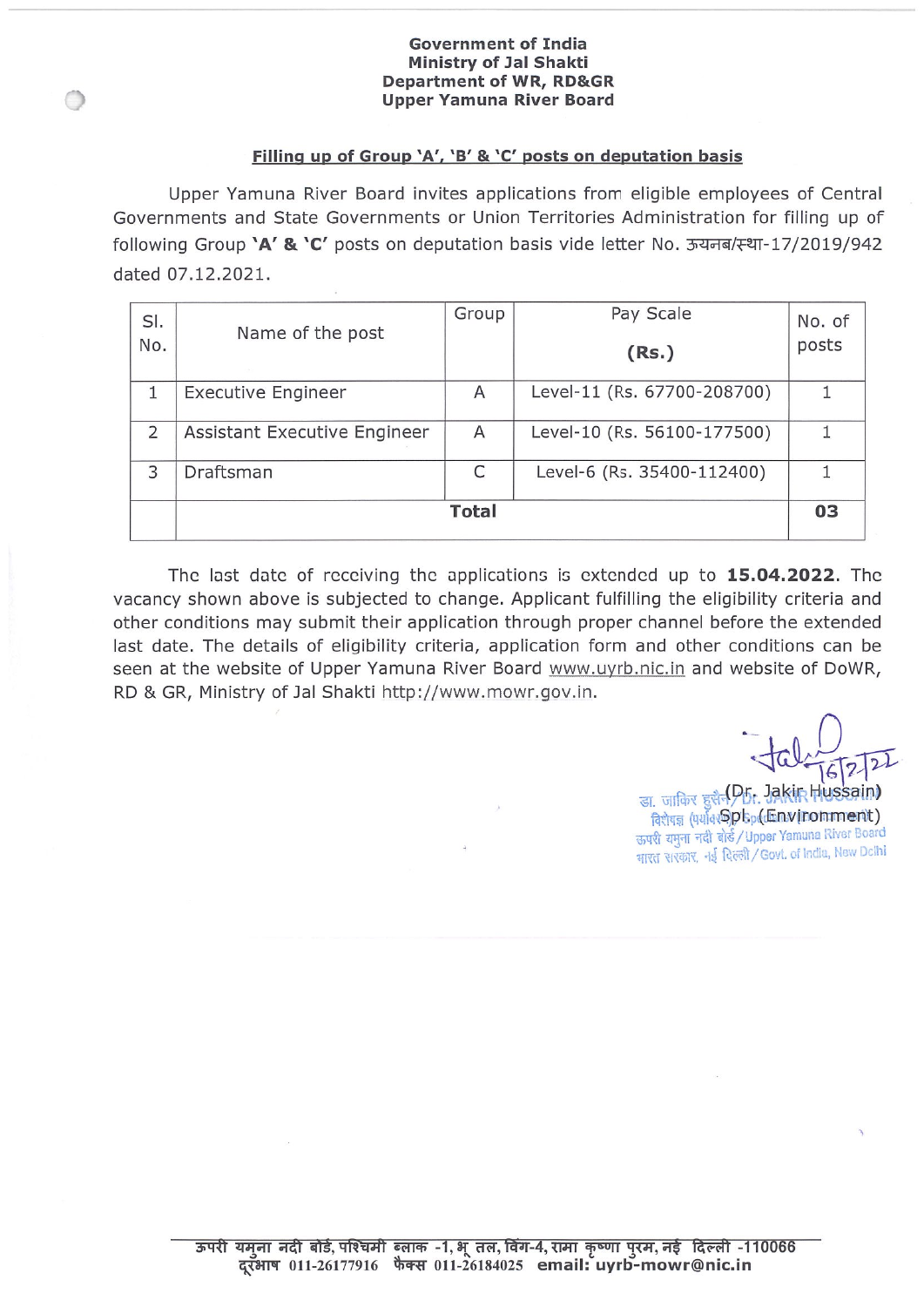**Government of India**
**Ministry of Jal Shakti**
**Department of WR, RD&GR**
**Upper Yamuna River Board**

**Filling up of Group 'A', 'B' & 'C' posts on deputation basis**

Upper Yamuna River Board invites applications from eligible employees of Central Governments and State Governments or Union Territories Administration for filling up of following Group **'A' & 'C'** posts on deputation basis vide letter No. ऊयनब/स्था-17/2019/942 dated 07.12.2021.

| Sl. No. | Name of the post | Group | Pay Scale (Rs.) | No. of posts |
|---|---|---|---|---|
| 1 | Executive Engineer | A | Level-11 (Rs. 67700-208700) | 1 |
| 2 | Assistant Executive Engineer | A | Level-10 (Rs. 56100-177500) | 1 |
| 3 | Draftsman | C | Level-6 (Rs. 35400-112400) | 1 |
| | **Total** | | | **03** |

The last date of receiving the applications is extended up to **15.04.2022**. The vacancy shown above is subjected to change. Applicant fulfilling the eligibility criteria and other conditions may submit their application through proper channel before the extended last date. The details of eligibility criteria, application form and other conditions can be seen at the website of Upper Yamuna River Board www.uyrb.nic.in and website of DoWR, RD & GR, Ministry of Jal Shakti http://www.mowr.gov.in.

16/2/22

(Dr. Jakir Hussain)
Spl. (Environment)
डा. जाकिर हुसैन / Dr. Jakir Hussain
विशेषज्ञ (पर्यावरण) / Specialist (Environment)
ऊपरी यमुना नदी बोर्ड / Upper Yamuna River Board
भारत सरकार, नई दिल्ली / Govt. of India, New Delhi

ऊपरी यमुना नदी बोर्ड, पश्चिमी ब्लाक -1, भू तल, विंग-4, रामा कृष्णा पुरम, नई दिल्ली -110066
दूरभाष 011-26177916 फैक्स 011-26184025 email: uyrb-mowr@nic.in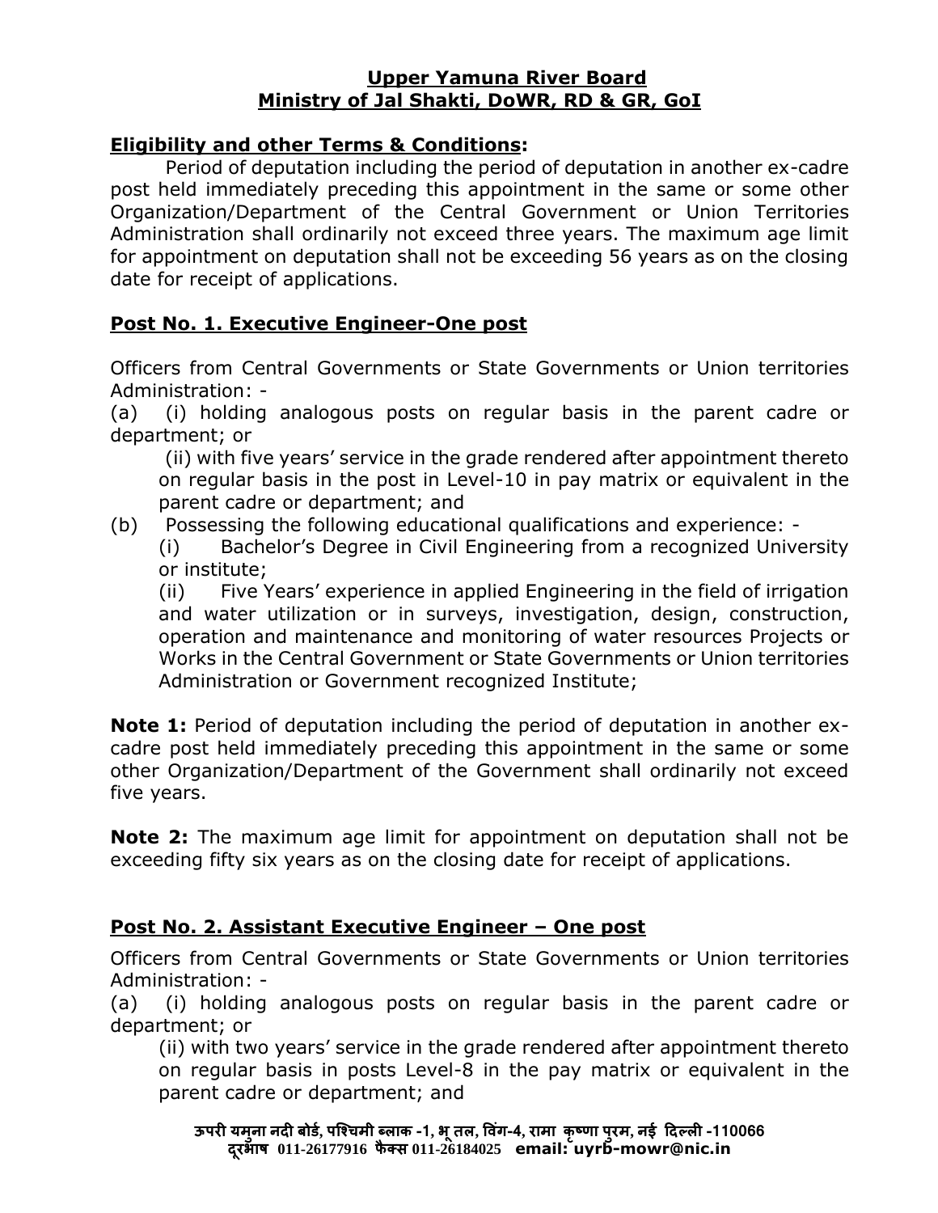**Upper Yamuna River Board**
**Ministry of Jal Shakti, DoWR, RD & GR, GoI**

**Eligibility and other Terms & Conditions:**

Period of deputation including the period of deputation in another ex-cadre post held immediately preceding this appointment in the same or some other Organization/Department of the Central Government or Union Territories Administration shall ordinarily not exceed three years. The maximum age limit for appointment on deputation shall not be exceeding 56 years as on the closing date for receipt of applications.

## Post No. 1. Executive Engineer-One post

Officers from Central Governments or State Governments or Union territories Administration: -

(a) (i) holding analogous posts on regular basis in the parent cadre or department; or

(ii) with five years' service in the grade rendered after appointment thereto on regular basis in the post in Level-10 in pay matrix or equivalent in the parent cadre or department; and

(b) Possessing the following educational qualifications and experience: -

(i) Bachelor's Degree in Civil Engineering from a recognized University or institute;

(ii) Five Years' experience in applied Engineering in the field of irrigation and water utilization or in surveys, investigation, design, construction, operation and maintenance and monitoring of water resources Projects or Works in the Central Government or State Governments or Union territories Administration or Government recognized Institute;

**Note 1:** Period of deputation including the period of deputation in another ex-cadre post held immediately preceding this appointment in the same or some other Organization/Department of the Government shall ordinarily not exceed five years.

**Note 2:** The maximum age limit for appointment on deputation shall not be exceeding fifty six years as on the closing date for receipt of applications.

## Post No. 2. Assistant Executive Engineer – One post

Officers from Central Governments or State Governments or Union territories Administration: -

(a) (i) holding analogous posts on regular basis in the parent cadre or department; or

(ii) with two years' service in the grade rendered after appointment thereto on regular basis in posts Level-8 in the pay matrix or equivalent in the parent cadre or department; and

ऊपरी यमुना नदी बोर्ड, पश्चिमी ब्लाक -1, भू तल, विंग-4, रामा कृष्णा पुरम, नई दिल्ली -110066
दूरभाष 011-26177916 फैक्स 011-26184025 email: uyrb-mowr@nic.in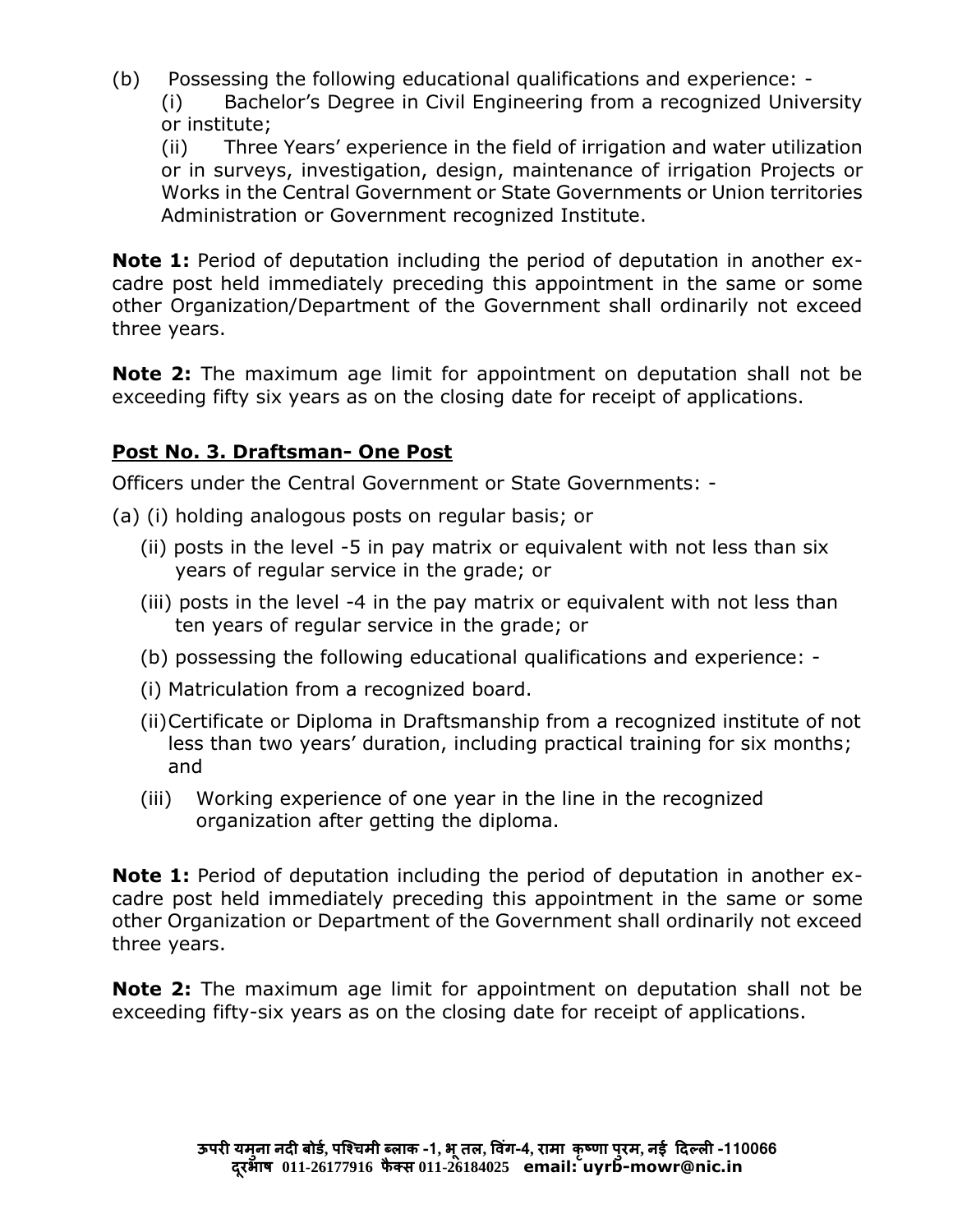(b) Possessing the following educational qualifications and experience: -

(i) Bachelor's Degree in Civil Engineering from a recognized University or institute;

(ii) Three Years' experience in the field of irrigation and water utilization or in surveys, investigation, design, maintenance of irrigation Projects or Works in the Central Government or State Governments or Union territories Administration or Government recognized Institute.

**Note 1:** Period of deputation including the period of deputation in another ex-cadre post held immediately preceding this appointment in the same or some other Organization/Department of the Government shall ordinarily not exceed three years.

**Note 2:** The maximum age limit for appointment on deputation shall not be exceeding fifty six years as on the closing date for receipt of applications.

## Post No. 3. Draftsman- One Post

Officers under the Central Government or State Governments: -

(a) (i) holding analogous posts on regular basis; or

(ii) posts in the level -5 in pay matrix or equivalent with not less than six years of regular service in the grade; or

(iii) posts in the level -4 in the pay matrix or equivalent with not less than ten years of regular service in the grade; or

(b) possessing the following educational qualifications and experience: -

(i) Matriculation from a recognized board.

(ii) Certificate or Diploma in Draftsmanship from a recognized institute of not less than two years' duration, including practical training for six months; and

(iii) Working experience of one year in the line in the recognized organization after getting the diploma.

**Note 1:** Period of deputation including the period of deputation in another ex-cadre post held immediately preceding this appointment in the same or some other Organization or Department of the Government shall ordinarily not exceed three years.

**Note 2:** The maximum age limit for appointment on deputation shall not be exceeding fifty-six years as on the closing date for receipt of applications.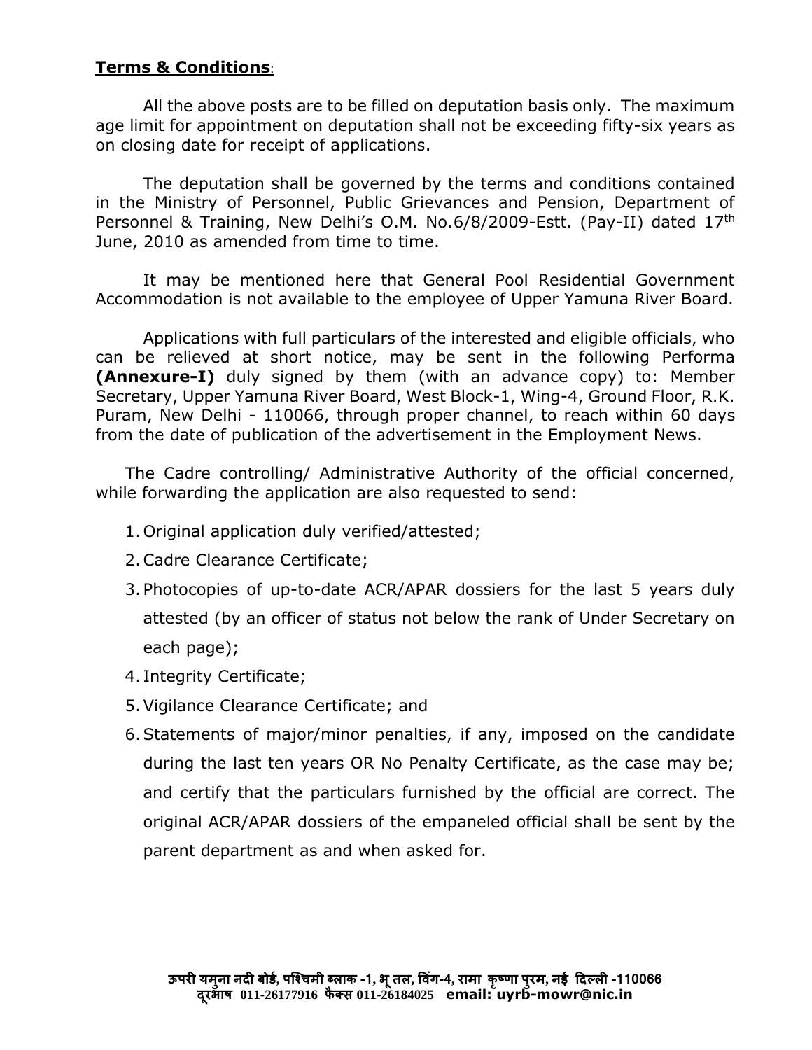**Terms & Conditions**:

All the above posts are to be filled on deputation basis only. The maximum age limit for appointment on deputation shall not be exceeding fifty-six years as on closing date for receipt of applications.

The deputation shall be governed by the terms and conditions contained in the Ministry of Personnel, Public Grievances and Pension, Department of Personnel & Training, New Delhi's O.M. No.6/8/2009-Estt. (Pay-II) dated 17th June, 2010 as amended from time to time.

It may be mentioned here that General Pool Residential Government Accommodation is not available to the employee of Upper Yamuna River Board.

Applications with full particulars of the interested and eligible officials, who can be relieved at short notice, may be sent in the following Performa **(Annexure-I)** duly signed by them (with an advance copy) to: Member Secretary, Upper Yamuna River Board, West Block-1, Wing-4, Ground Floor, R.K. Puram, New Delhi - 110066, through proper channel, to reach within 60 days from the date of publication of the advertisement in the Employment News.

The Cadre controlling/ Administrative Authority of the official concerned, while forwarding the application are also requested to send:

1. Original application duly verified/attested;
2. Cadre Clearance Certificate;
3. Photocopies of up-to-date ACR/APAR dossiers for the last 5 years duly attested (by an officer of status not below the rank of Under Secretary on each page);
4. Integrity Certificate;
5. Vigilance Clearance Certificate; and
6. Statements of major/minor penalties, if any, imposed on the candidate during the last ten years OR No Penalty Certificate, as the case may be; and certify that the particulars furnished by the official are correct. The original ACR/APAR dossiers of the empaneled official shall be sent by the parent department as and when asked for.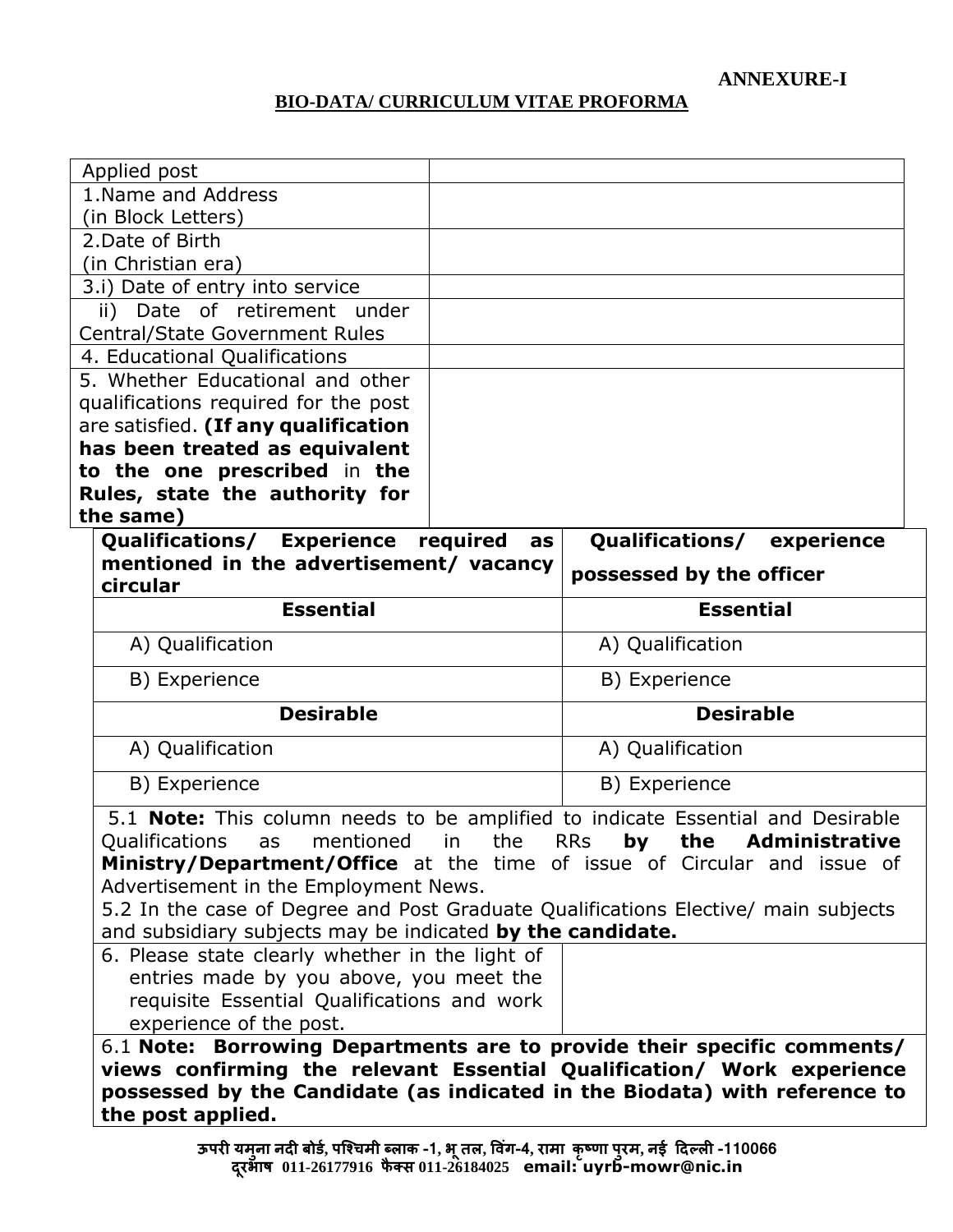**ANNEXURE-I**

**BIO-DATA/ CURRICULUM VITAE PROFORMA**

| | |
|---|---|
| Applied post | |
| 1.Name and Address (in Block Letters) | |
| 2.Date of Birth (in Christian era) | |
| 3.i) Date of entry into service | |
| ii) Date of retirement under Central/State Government Rules | |
| 4. Educational Qualifications | |
| 5. Whether Educational and other qualifications required for the post are satisfied. **(If any qualification has been treated as equivalent to the one prescribed** in **the Rules, state the authority for the same)** | |

| Qualifications/ Experience required as mentioned in the advertisement/ vacancy circular | Qualifications/ experience possessed by the officer |
|---|---|
| **Essential** | **Essential** |
| A) Qualification | A) Qualification |
| B) Experience | B) Experience |
| **Desirable** | **Desirable** |
| A) Qualification | A) Qualification |
| B) Experience | B) Experience |

5.1 **Note:** This column needs to be amplified to indicate Essential and Desirable Qualifications as mentioned in the RRs **by the Administrative Ministry/Department/Office** at the time of issue of Circular and issue of Advertisement in the Employment News.

5.2 In the case of Degree and Post Graduate Qualifications Elective/ main subjects and subsidiary subjects may be indicated **by the candidate.**

| | |
|---|---|
| 6. Please state clearly whether in the light of entries made by you above, you meet the requisite Essential Qualifications and work experience of the post. | |

6.1 **Note: Borrowing Departments are to provide their specific comments/ views confirming the relevant Essential Qualification/ Work experience possessed by the Candidate (as indicated in the Biodata) with reference to the post applied.**

**ऊपरी यमुना नदी बोर्ड, पश्चिमी ब्लाक -1, भू तल, विंग-4, रामा कृष्णा पुरम, नई दिल्ली -110066**
**दूरभाष 011-26177916 फैक्स 011-26184025 email: uyrb-mowr@nic.in**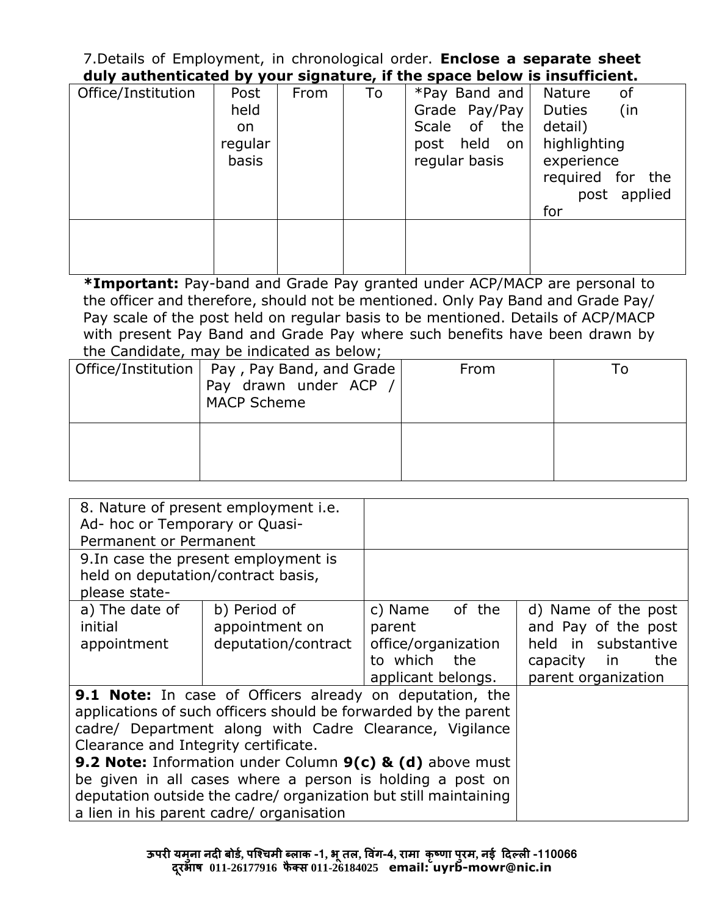7.Details of Employment, in chronological order. **Enclose a separate sheet duly authenticated by your signature, if the space below is insufficient.**

| Office/Institution | Post held on regular basis | From | To | *Pay Band and Grade Pay/Pay Scale of the post held on regular basis | Nature of Duties (in detail) highlighting experience required for the post applied for |
|---|---|---|---|---|---|
| | | | | | |

***Important:** Pay-band and Grade Pay granted under ACP/MACP are personal to the officer and therefore, should not be mentioned. Only Pay Band and Grade Pay/ Pay scale of the post held on regular basis to be mentioned. Details of ACP/MACP with present Pay Band and Grade Pay where such benefits have been drawn by the Candidate, may be indicated as below;

| Office/Institution | Pay , Pay Band, and Grade Pay drawn under ACP / MACP Scheme | From | To |
|---|---|---|---|
| | | | |

| 8. Nature of present employment i.e. Ad- hoc or Temporary or Quasi-Permanent or Permanent | | | |
|---|---|---|---|
| 9.In case the present employment is held on deputation/contract basis, please state- | | | |
| a) The date of initial appointment | b) Period of appointment on deputation/contract | c) Name of the parent office/organization to which the applicant belongs. | d) Name of the post and Pay of the post held in substantive capacity in the parent organization |
| **9.1 Note:** In case of Officers already on deputation, the applications of such officers should be forwarded by the parent cadre/ Department along with Cadre Clearance, Vigilance Clearance and Integrity certificate. **9.2 Note:** Information under Column **9(c) & (d)** above must be given in all cases where a person is holding a post on deputation outside the cadre/ organization but still maintaining a lien in his parent cadre/ organisation | | | |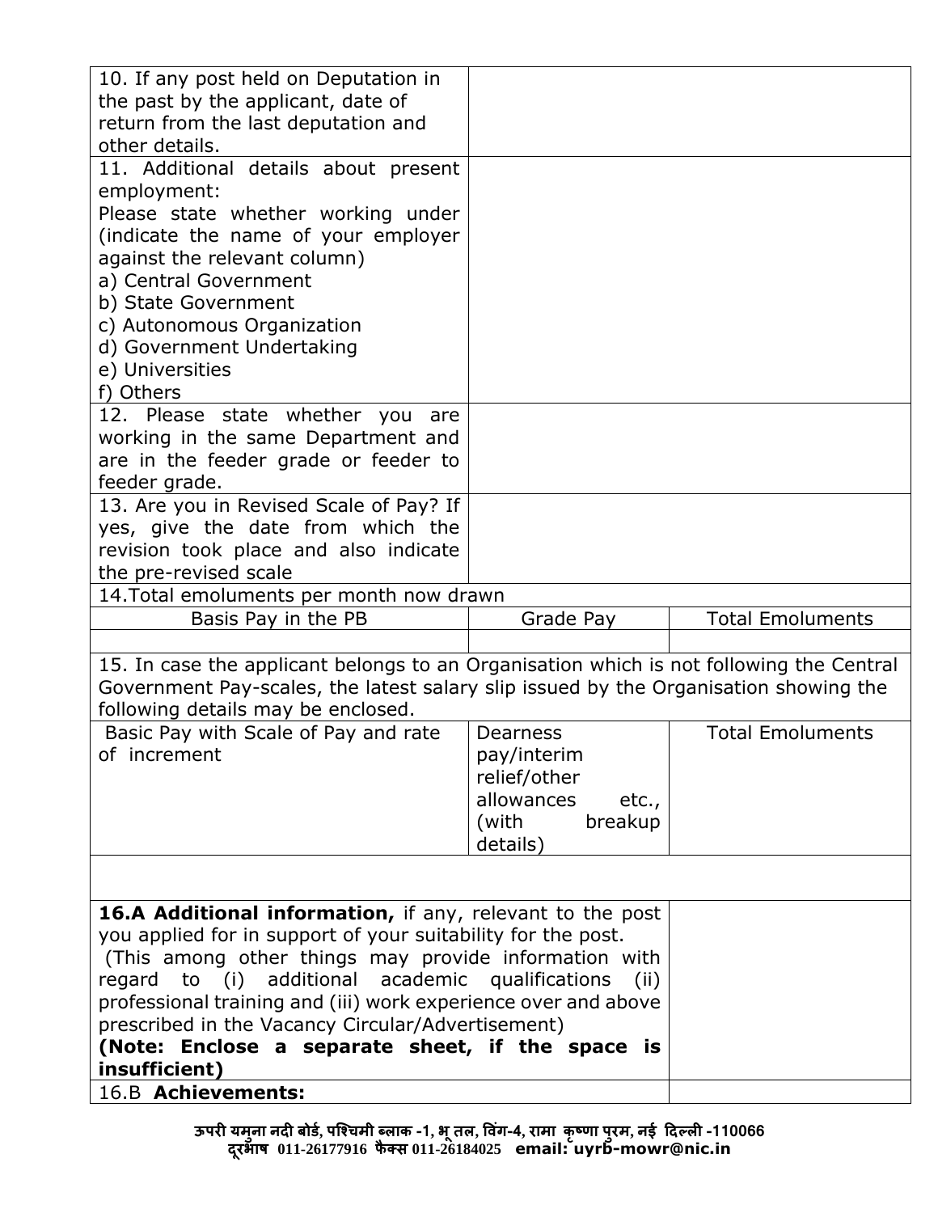| | | |
|---|---|---|
| 10. If any post held on Deputation in the past by the applicant, date of return from the last deputation and other details. | | |
| 11. Additional details about present employment:<br>Please state whether working under (indicate the name of your employer against the relevant column)<br>a) Central Government<br>b) State Government<br>c) Autonomous Organization<br>d) Government Undertaking<br>e) Universities<br>f) Others | | |
| 12. Please state whether you are working in the same Department and are in the feeder grade or feeder to feeder grade. | | |
| 13. Are you in Revised Scale of Pay? If yes, give the date from which the revision took place and also indicate the pre-revised scale | | |
| 14.Total emoluments per month now drawn | | |
| Basis Pay in the PB | Grade Pay | Total Emoluments |
| | | |
| 15. In case the applicant belongs to an Organisation which is not following the Central Government Pay-scales, the latest salary slip issued by the Organisation showing the following details may be enclosed. | | |
| Basic Pay with Scale of Pay and rate of increment | Dearness pay/interim relief/other allowances etc., (with breakup details) | Total Emoluments |
| | | |
| **16.A Additional information,** if any, relevant to the post you applied for in support of your suitability for the post.<br>(This among other things may provide information with regard to (i) additional academic qualifications (ii) professional training and (iii) work experience over and above prescribed in the Vacancy Circular/Advertisement)<br>**(Note: Enclose a separate sheet, if the space is insufficient)** | | |
| 16.B **Achievements:** | | |

ऊपरी यमुना नदी बोर्ड, पश्चिमी ब्लाक -1, भू तल, विंग-4, रामा कृष्णा पुरम, नई दिल्ली -110066
दूरभाष 011-26177916 फैक्स 011-26184025 email: uyrb-mowr@nic.in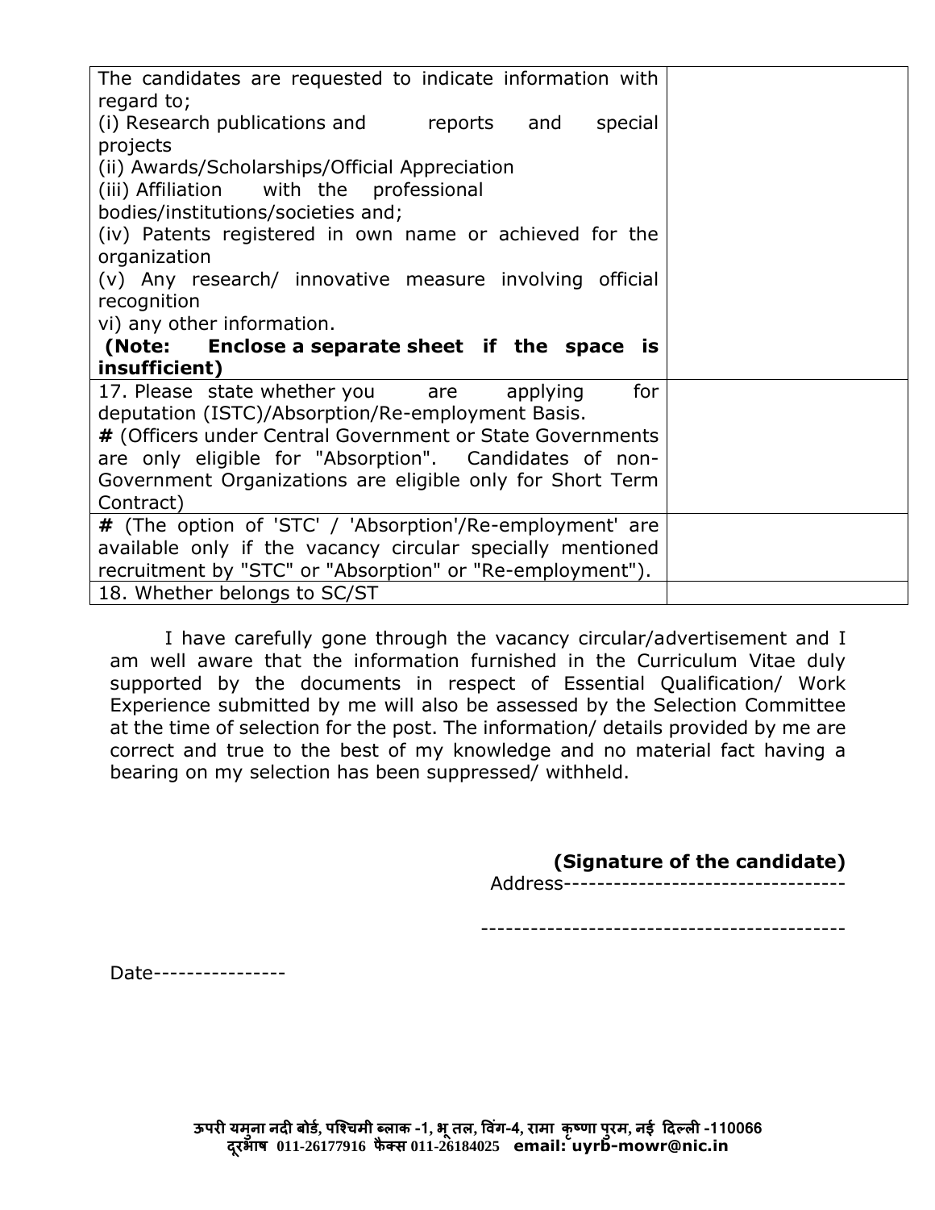| | |
|---|---|
| The candidates are requested to indicate information with regard to;<br>(i) Research publications and reports and special projects<br>(ii) Awards/Scholarships/Official Appreciation<br>(iii) Affiliation with the professional bodies/institutions/societies and;<br>(iv) Patents registered in own name or achieved for the organization<br>(v) Any research/ innovative measure involving official recognition<br>vi) any other information.<br>**(Note: Enclose a separate sheet if the space is insufficient)** | |
| 17. Please state whether you are applying for deputation (ISTC)/Absorption/Re-employment Basis.<br>**#** (Officers under Central Government or State Governments are only eligible for "Absorption". Candidates of non-Government Organizations are eligible only for Short Term Contract) | |
| **#** (The option of 'STC' / 'Absorption'/Re-employment' are available only if the vacancy circular specially mentioned recruitment by "STC" or "Absorption" or "Re-employment"). | |
| 18. Whether belongs to SC/ST | |

I have carefully gone through the vacancy circular/advertisement and I am well aware that the information furnished in the Curriculum Vitae duly supported by the documents in respect of Essential Qualification/ Work Experience submitted by me will also be assessed by the Selection Committee at the time of selection for the post. The information/ details provided by me are correct and true to the best of my knowledge and no material fact having a bearing on my selection has been suppressed/ withheld.

**(Signature of the candidate)**

Address---------------------------------

-----------------------------------------

Date----------------

**ऊपरी यमुना नदी बोर्ड, पश्चिमी ब्लाक -1, भू तल, विंग-4, रामा कृष्णा पुरम, नई दिल्ली -110066**
**दूरभाष 011-26177916 फैक्स 011-26184025 email: uyrb-mowr@nic.in**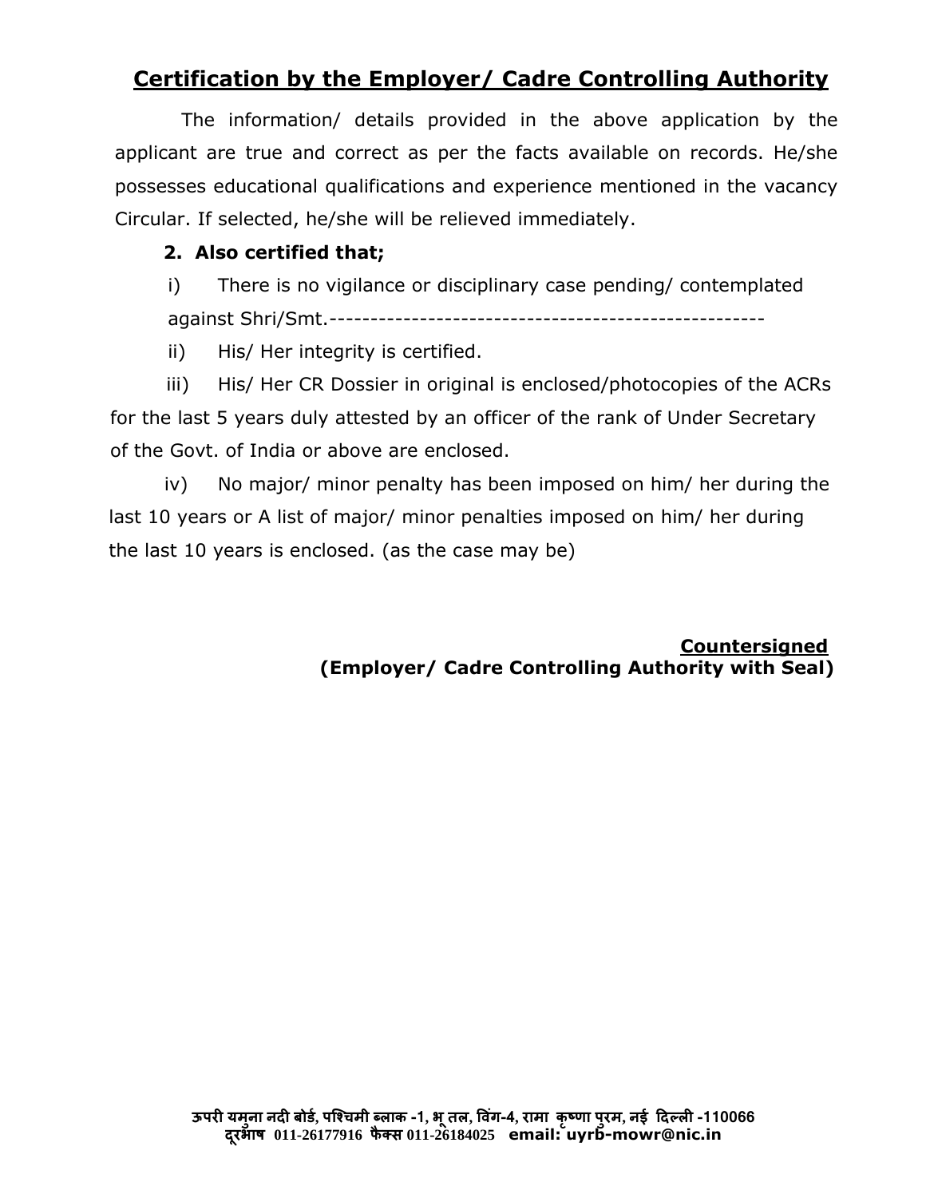## Certification by the Employer/ Cadre Controlling Authority

The information/ details provided in the above application by the applicant are true and correct as per the facts available on records. He/she possesses educational qualifications and experience mentioned in the vacancy Circular. If selected, he/she will be relieved immediately.

**2. Also certified that;**

i) There is no vigilance or disciplinary case pending/ contemplated against Shri/Smt.----------------------------------------------------

ii) His/ Her integrity is certified.

iii) His/ Her CR Dossier in original is enclosed/photocopies of the ACRs for the last 5 years duly attested by an officer of the rank of Under Secretary of the Govt. of India or above are enclosed.

iv) No major/ minor penalty has been imposed on him/ her during the last 10 years or A list of major/ minor penalties imposed on him/ her during the last 10 years is enclosed. (as the case may be)

**Countersigned**
**(Employer/ Cadre Controlling Authority with Seal)**